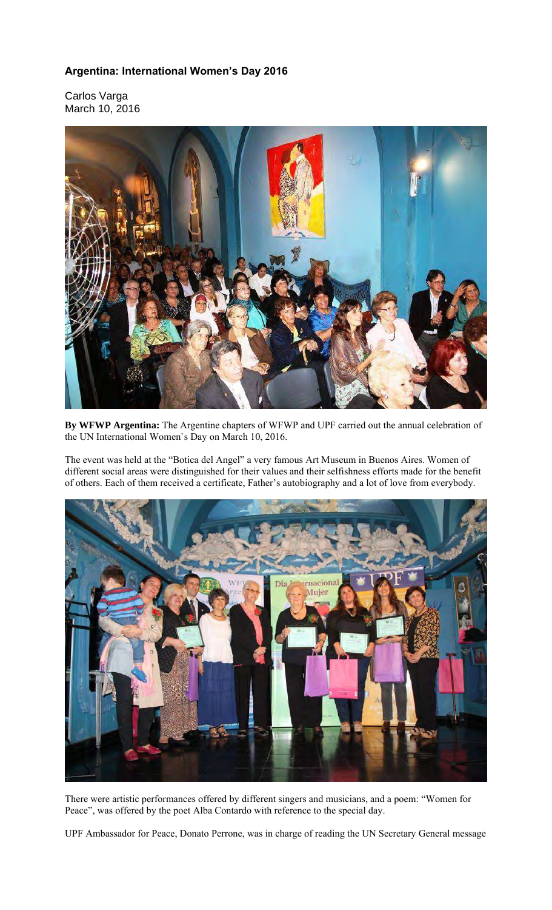## Argentina: International Women's Day 2016

Carlos Varga
March 10, 2016

**By WFWP Argentina:** The Argentine chapters of WFWP and UPF carried out the annual celebration of the UN International Women`s Day on March 10, 2016.

The event was held at the "Botica del Angel" a very famous Art Museum in Buenos Aires. Women of different social areas were distinguished for their values and their selfishness efforts made for the benefit of others. Each of them received a certificate, Father's autobiography and a lot of love from everybody.

There were artistic performances offered by different singers and musicians, and a poem: "Women for Peace", was offered by the poet Alba Contardo with reference to the special day.

UPF Ambassador for Peace, Donato Perrone, was in charge of reading the UN Secretary General message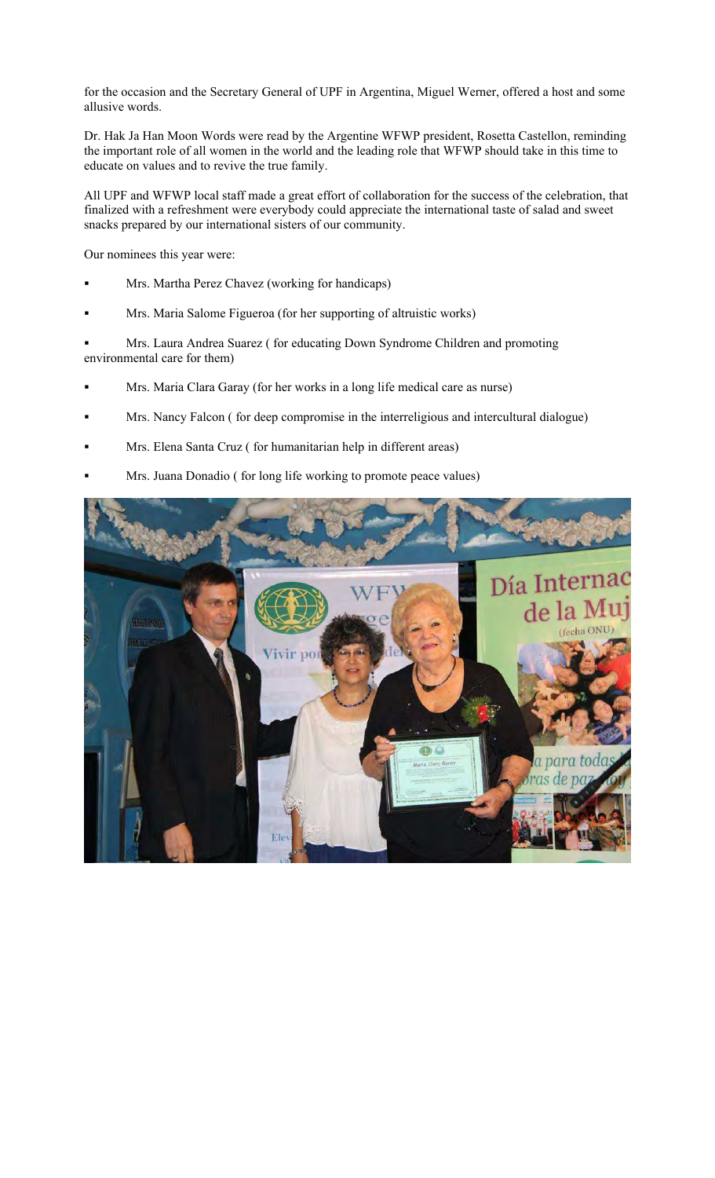for the occasion and the Secretary General of UPF in Argentina, Miguel Werner, offered a host and some allusive words.

Dr. Hak Ja Han Moon Words were read by the Argentine WFWP president, Rosetta Castellon, reminding the important role of all women in the world and the leading role that WFWP should take in this time to educate on values and to revive the true family.

All UPF and WFWP local staff made a great effort of collaboration for the success of the celebration, that finalized with a refreshment were everybody could appreciate the international taste of salad and sweet snacks prepared by our international sisters of our community.

Our nominees this year were:

- Mrs. Martha Perez Chavez (working for handicaps)
- Mrs. Maria Salome Figueroa (for her supporting of altruistic works)
- Mrs. Laura Andrea Suarez ( for educating Down Syndrome Children and promoting environmental care for them)
- Mrs. Maria Clara Garay (for her works in a long life medical care as nurse)
- Mrs. Nancy Falcon ( for deep compromise in the interreligious and intercultural dialogue)
- Mrs. Elena Santa Cruz ( for humanitarian help in different areas)
- Mrs. Juana Donadio ( for long life working to promote peace values)